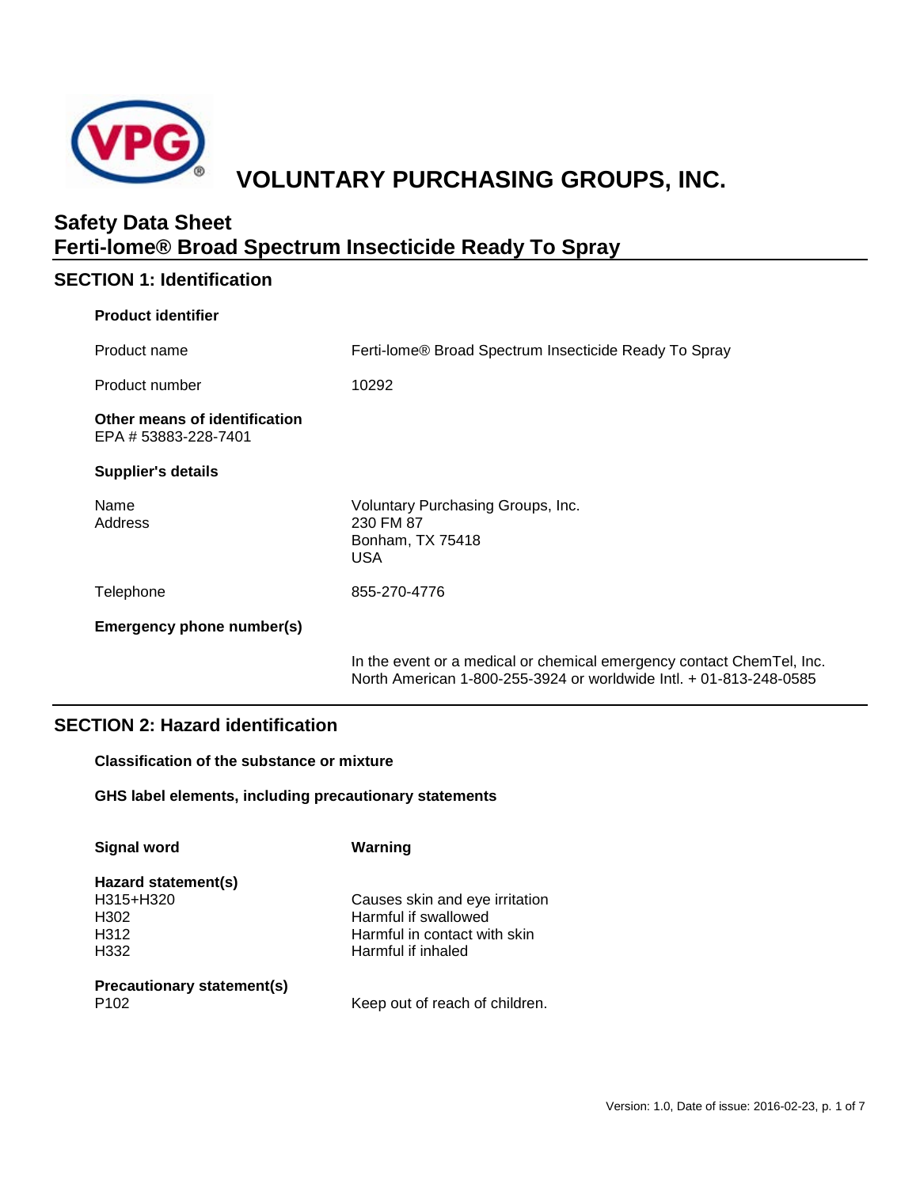# VOLUNTARY PURCHASING GROUPS, INC.

## Safety Data Sheet
## Ferti-lome® Broad Spectrum Insecticide Ready To Spray

## SECTION 1: Identification

**Product identifier**

| | |
|---|---|
| Product name | Ferti-lome® Broad Spectrum Insecticide Ready To Spray |
| Product number | 10292 |

**Other means of identification**
EPA # 53883-228-7401

**Supplier's details**

| | |
|---|---|
| Name<br>Address | Voluntary Purchasing Groups, Inc.<br>230 FM 87<br>Bonham, TX 75418<br>USA |
| Telephone | 855-270-4776 |

**Emergency phone number(s)**

In the event or a medical or chemical emergency contact ChemTel, Inc. North American 1-800-255-3924 or worldwide Intl. + 01-813-248-0585

## SECTION 2: Hazard identification

**Classification of the substance or mixture**

**GHS label elements, including precautionary statements**

| | |
|---|---|
| **Signal word** | **Warning** |

**Hazard statement(s)**

| | |
|---|---|
| H315+H320 | Causes skin and eye irritation |
| H302 | Harmful if swallowed |
| H312 | Harmful in contact with skin |
| H332 | Harmful if inhaled |

**Precautionary statement(s)**

| | |
|---|---|
| P102 | Keep out of reach of children. |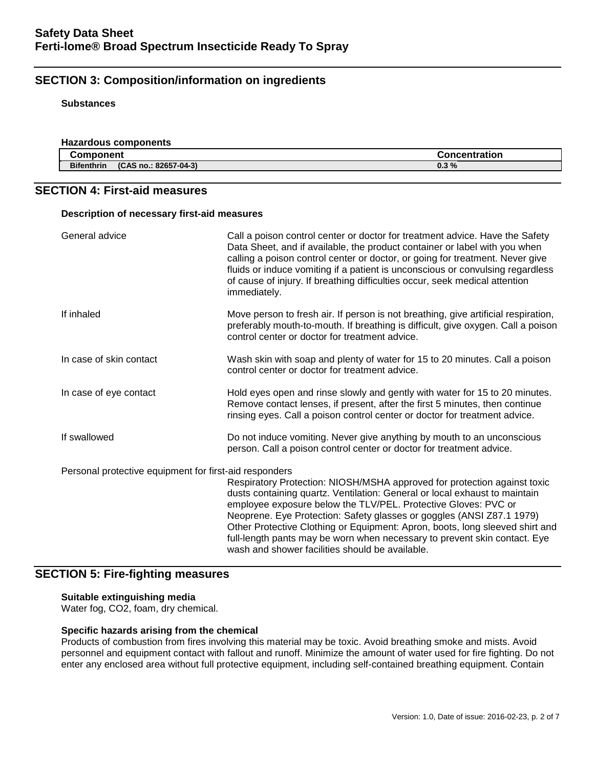## SECTION 3: Composition/information on ingredients

**Substances**

**Hazardous components**

| Component | Concentration |
|---|---|
| **Bifenthrin (CAS no.: 82657-04-3)** | **0.3 %** |

## SECTION 4: First-aid measures

**Description of necessary first-aid measures**

General advice
: Call a poison control center or doctor for treatment advice. Have the Safety Data Sheet, and if available, the product container or label with you when calling a poison control center or doctor, or going for treatment. Never give fluids or induce vomiting if a patient is unconscious or convulsing regardless of cause of injury. If breathing difficulties occur, seek medical attention immediately.

If inhaled
: Move person to fresh air. If person is not breathing, give artificial respiration, preferably mouth-to-mouth. If breathing is difficult, give oxygen. Call a poison control center or doctor for treatment advice.

In case of skin contact
: Wash skin with soap and plenty of water for 15 to 20 minutes. Call a poison control center or doctor for treatment advice.

In case of eye contact
: Hold eyes open and rinse slowly and gently with water for 15 to 20 minutes. Remove contact lenses, if present, after the first 5 minutes, then continue rinsing eyes. Call a poison control center or doctor for treatment advice.

If swallowed
: Do not induce vomiting. Never give anything by mouth to an unconscious person. Call a poison control center or doctor for treatment advice.

Personal protective equipment for first-aid responders
: Respiratory Protection: NIOSH/MSHA approved for protection against toxic dusts containing quartz. Ventilation: General or local exhaust to maintain employee exposure below the TLV/PEL. Protective Gloves: PVC or Neoprene. Eye Protection: Safety glasses or goggles (ANSI Z87.1 1979) Other Protective Clothing or Equipment: Apron, boots, long sleeved shirt and full-length pants may be worn when necessary to prevent skin contact. Eye wash and shower facilities should be available.

## SECTION 5: Fire-fighting measures

**Suitable extinguishing media**

Water fog, $CO_2$, foam, dry chemical.

**Specific hazards arising from the chemical**

Products of combustion from fires involving this material may be toxic. Avoid breathing smoke and mists. Avoid personnel and equipment contact with fallout and runoff. Minimize the amount of water used for fire fighting. Do not enter any enclosed area without full protective equipment, including self-contained breathing equipment. Contain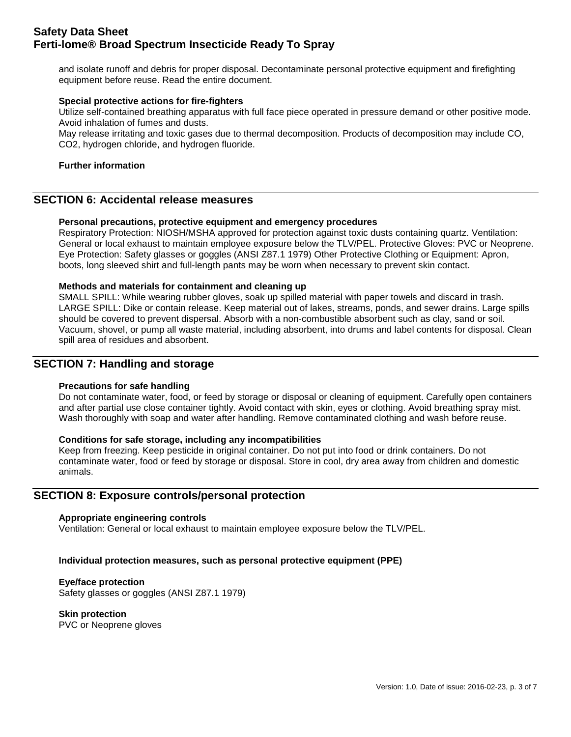and isolate runoff and debris for proper disposal. Decontaminate personal protective equipment and firefighting equipment before reuse. Read the entire document.

**Special protective actions for fire-fighters**

Utilize self-contained breathing apparatus with full face piece operated in pressure demand or other positive mode. Avoid inhalation of fumes and dusts.

May release irritating and toxic gases due to thermal decomposition. Products of decomposition may include CO, $CO_2$, hydrogen chloride, and hydrogen fluoride.

**Further information**

## SECTION 6: Accidental release measures

**Personal precautions, protective equipment and emergency procedures**

Respiratory Protection: NIOSH/MSHA approved for protection against toxic dusts containing quartz. Ventilation: General or local exhaust to maintain employee exposure below the TLV/PEL. Protective Gloves: PVC or Neoprene. Eye Protection: Safety glasses or goggles (ANSI Z87.1 1979) Other Protective Clothing or Equipment: Apron, boots, long sleeved shirt and full-length pants may be worn when necessary to prevent skin contact.

**Methods and materials for containment and cleaning up**

SMALL SPILL: While wearing rubber gloves, soak up spilled material with paper towels and discard in trash. LARGE SPILL: Dike or contain release. Keep material out of lakes, streams, ponds, and sewer drains. Large spills should be covered to prevent dispersal. Absorb with a non-combustible absorbent such as clay, sand or soil. Vacuum, shovel, or pump all waste material, including absorbent, into drums and label contents for disposal. Clean spill area of residues and absorbent.

## SECTION 7: Handling and storage

**Precautions for safe handling**

Do not contaminate water, food, or feed by storage or disposal or cleaning of equipment. Carefully open containers and after partial use close container tightly. Avoid contact with skin, eyes or clothing. Avoid breathing spray mist. Wash thoroughly with soap and water after handling. Remove contaminated clothing and wash before reuse.

**Conditions for safe storage, including any incompatibilities**

Keep from freezing. Keep pesticide in original container. Do not put into food or drink containers. Do not contaminate water, food or feed by storage or disposal. Store in cool, dry area away from children and domestic animals.

## SECTION 8: Exposure controls/personal protection

**Appropriate engineering controls**

Ventilation: General or local exhaust to maintain employee exposure below the TLV/PEL.

**Individual protection measures, such as personal protective equipment (PPE)**

**Eye/face protection**

Safety glasses or goggles (ANSI Z87.1 1979)

**Skin protection**

PVC or Neoprene gloves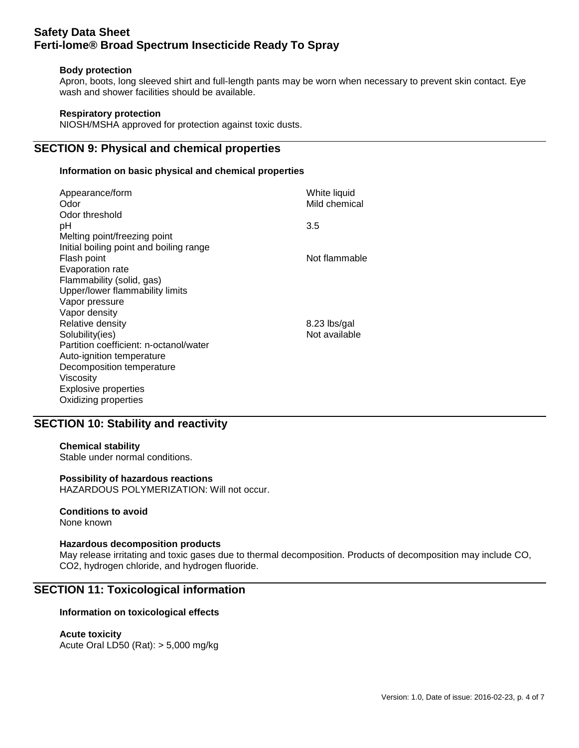**Body protection**

Apron, boots, long sleeved shirt and full-length pants may be worn when necessary to prevent skin contact. Eye wash and shower facilities should be available.

**Respiratory protection**

NIOSH/MSHA approved for protection against toxic dusts.

## SECTION 9: Physical and chemical properties

**Information on basic physical and chemical properties**

| Property | Value |
|---|---|
| Appearance/form | White liquid |
| Odor | Mild chemical |
| Odor threshold | |
| pH | 3.5 |
| Melting point/freezing point | |
| Initial boiling point and boiling range | |
| Flash point | Not flammable |
| Evaporation rate | |
| Flammability (solid, gas) | |
| Upper/lower flammability limits | |
| Vapor pressure | |
| Vapor density | |
| Relative density | 8.23 lbs/gal |
| Solubility(ies) | Not available |
| Partition coefficient: n-octanol/water | |
| Auto-ignition temperature | |
| Decomposition temperature | |
| Viscosity | |
| Explosive properties | |
| Oxidizing properties | |

## SECTION 10: Stability and reactivity

**Chemical stability**

Stable under normal conditions.

**Possibility of hazardous reactions**

HAZARDOUS POLYMERIZATION: Will not occur.

**Conditions to avoid**

None known

**Hazardous decomposition products**

May release irritating and toxic gases due to thermal decomposition. Products of decomposition may include CO, $CO_2$, hydrogen chloride, and hydrogen fluoride.

## SECTION 11: Toxicological information

**Information on toxicological effects**

**Acute toxicity**

Acute Oral LD50 (Rat): > 5,000 mg/kg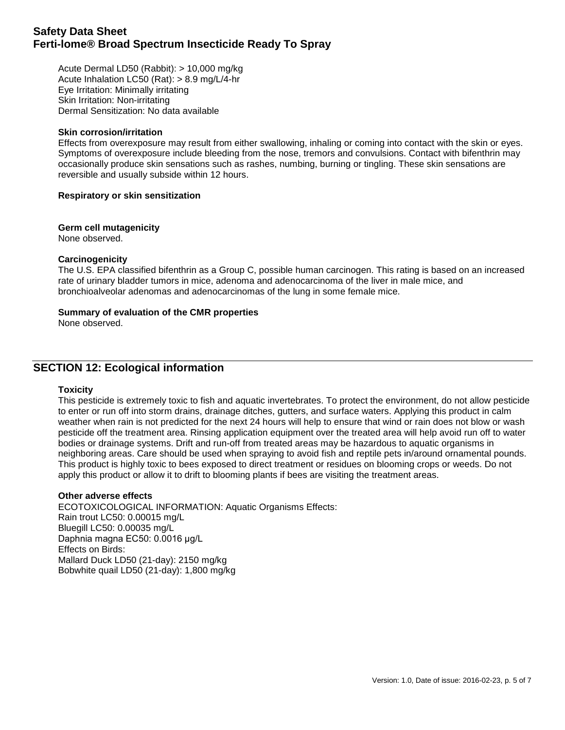Acute Dermal LD50 (Rabbit): > 10,000 mg/kg
Acute Inhalation LC50 (Rat): > 8.9 mg/L/4-hr
Eye Irritation: Minimally irritating
Skin Irritation: Non-irritating
Dermal Sensitization: No data available

**Skin corrosion/irritation**

Effects from overexposure may result from either swallowing, inhaling or coming into contact with the skin or eyes. Symptoms of overexposure include bleeding from the nose, tremors and convulsions. Contact with bifenthrin may occasionally produce skin sensations such as rashes, numbing, burning or tingling. These skin sensations are reversible and usually subside within 12 hours.

**Respiratory or skin sensitization**

**Germ cell mutagenicity**

None observed.

**Carcinogenicity**

The U.S. EPA classified bifenthrin as a Group C, possible human carcinogen. This rating is based on an increased rate of urinary bladder tumors in mice, adenoma and adenocarcinoma of the liver in male mice, and bronchioalveolar adenomas and adenocarcinomas of the lung in some female mice.

**Summary of evaluation of the CMR properties**

None observed.

## SECTION 12: Ecological information

**Toxicity**

This pesticide is extremely toxic to fish and aquatic invertebrates. To protect the environment, do not allow pesticide to enter or run off into storm drains, drainage ditches, gutters, and surface waters. Applying this product in calm weather when rain is not predicted for the next 24 hours will help to ensure that wind or rain does not blow or wash pesticide off the treatment area. Rinsing application equipment over the treated area will help avoid run off to water bodies or drainage systems. Drift and run-off from treated areas may be hazardous to aquatic organisms in neighboring areas. Care should be used when spraying to avoid fish and reptile pets in/around ornamental pounds. This product is highly toxic to bees exposed to direct treatment or residues on blooming crops or weeds. Do not apply this product or allow it to drift to blooming plants if bees are visiting the treatment areas.

**Other adverse effects**

ECOTOXICOLOGICAL INFORMATION: Aquatic Organisms Effects:
Rain trout LC50: 0.00015 mg/L
Bluegill LC50: 0.00035 mg/L
Daphnia magna EC50: 0.0016 µg/L
Effects on Birds:
Mallard Duck LD50 (21-day): 2150 mg/kg
Bobwhite quail LD50 (21-day): 1,800 mg/kg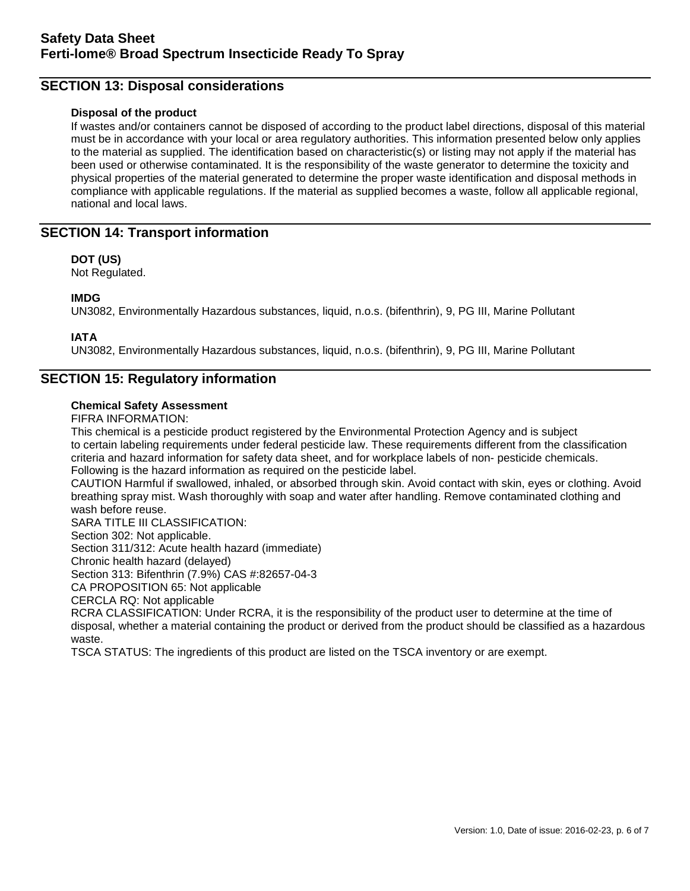## SECTION 13: Disposal considerations

**Disposal of the product**

If wastes and/or containers cannot be disposed of according to the product label directions, disposal of this material must be in accordance with your local or area regulatory authorities. This information presented below only applies to the material as supplied. The identification based on characteristic(s) or listing may not apply if the material has been used or otherwise contaminated. It is the responsibility of the waste generator to determine the toxicity and physical properties of the material generated to determine the proper waste identification and disposal methods in compliance with applicable regulations. If the material as supplied becomes a waste, follow all applicable regional, national and local laws.

## SECTION 14: Transport information

**DOT (US)**

Not Regulated.

**IMDG**

UN3082, Environmentally Hazardous substances, liquid, n.o.s. (bifenthrin), 9, PG III, Marine Pollutant

**IATA**

UN3082, Environmentally Hazardous substances, liquid, n.o.s. (bifenthrin), 9, PG III, Marine Pollutant

## SECTION 15: Regulatory information

**Chemical Safety Assessment**

FIFRA INFORMATION:

This chemical is a pesticide product registered by the Environmental Protection Agency and is subject to certain labeling requirements under federal pesticide law. These requirements different from the classification criteria and hazard information for safety data sheet, and for workplace labels of non- pesticide chemicals. Following is the hazard information as required on the pesticide label.

CAUTION Harmful if swallowed, inhaled, or absorbed through skin. Avoid contact with skin, eyes or clothing. Avoid breathing spray mist. Wash thoroughly with soap and water after handling. Remove contaminated clothing and wash before reuse.

SARA TITLE III CLASSIFICATION:

Section 302: Not applicable.

Section 311/312: Acute health hazard (immediate)

Chronic health hazard (delayed)

Section 313: Bifenthrin (7.9%) CAS #:82657-04-3

CA PROPOSITION 65: Not applicable

CERCLA RQ: Not applicable

RCRA CLASSIFICATION: Under RCRA, it is the responsibility of the product user to determine at the time of disposal, whether a material containing the product or derived from the product should be classified as a hazardous waste.

TSCA STATUS: The ingredients of this product are listed on the TSCA inventory or are exempt.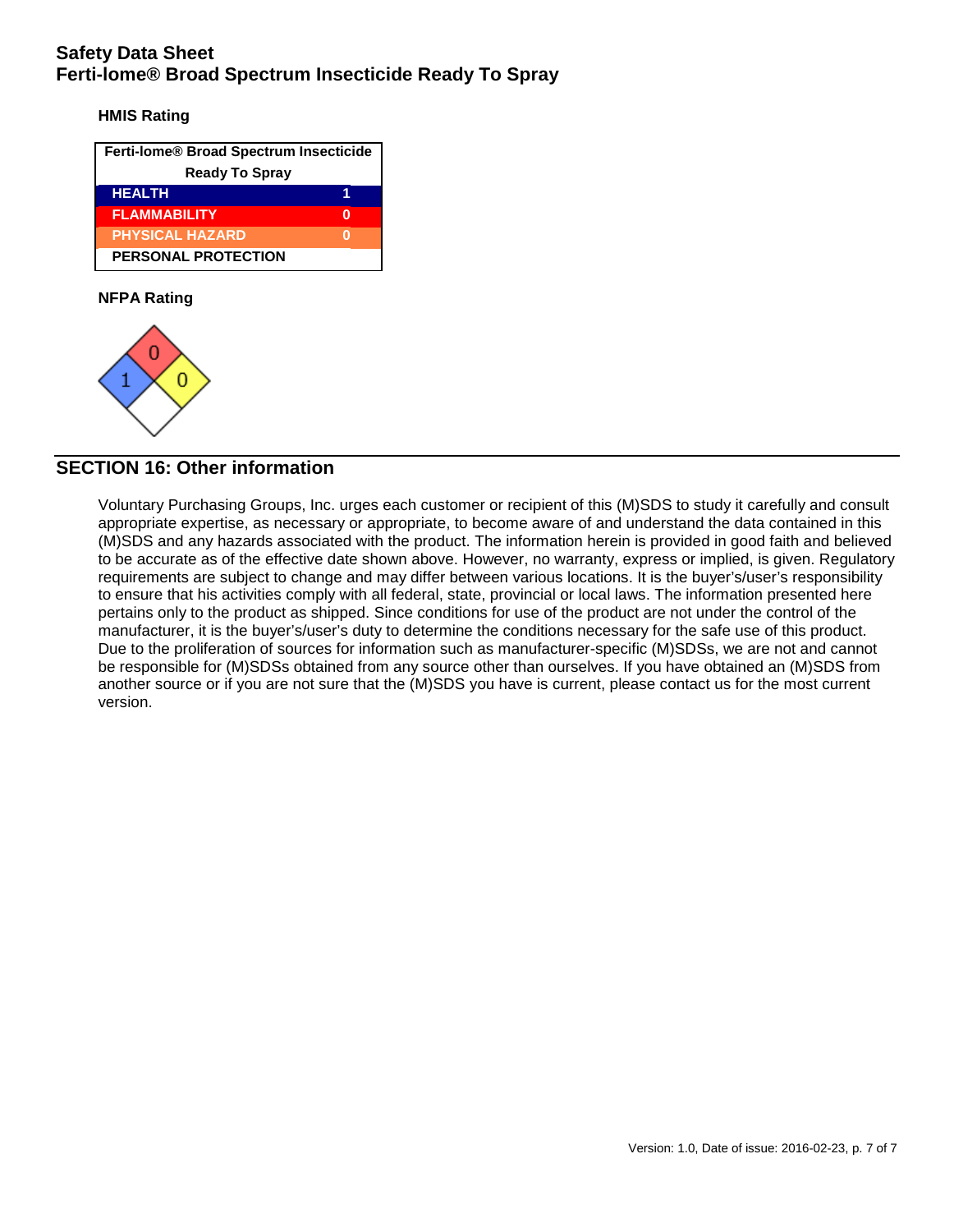**HMIS Rating**

| Ferti-lome® Broad Spectrum Insecticide Ready To Spray | |
|---|---|
| HEALTH | 1 |
| FLAMMABILITY | 0 |
| PHYSICAL HAZARD | 0 |
| PERSONAL PROTECTION | |

**NFPA Rating**

0

1 0

## SECTION 16: Other information

Voluntary Purchasing Groups, Inc. urges each customer or recipient of this (M)SDS to study it carefully and consult appropriate expertise, as necessary or appropriate, to become aware of and understand the data contained in this (M)SDS and any hazards associated with the product. The information herein is provided in good faith and believed to be accurate as of the effective date shown above. However, no warranty, express or implied, is given. Regulatory requirements are subject to change and may differ between various locations. It is the buyer's/user's responsibility to ensure that his activities comply with all federal, state, provincial or local laws. The information presented here pertains only to the product as shipped. Since conditions for use of the product are not under the control of the manufacturer, it is the buyer's/user's duty to determine the conditions necessary for the safe use of this product. Due to the proliferation of sources for information such as manufacturer-specific (M)SDSs, we are not and cannot be responsible for (M)SDSs obtained from any source other than ourselves. If you have obtained an (M)SDS from another source or if you are not sure that the (M)SDS you have is current, please contact us for the most current version.

Version: 1.0, Date of issue: 2016-02-23